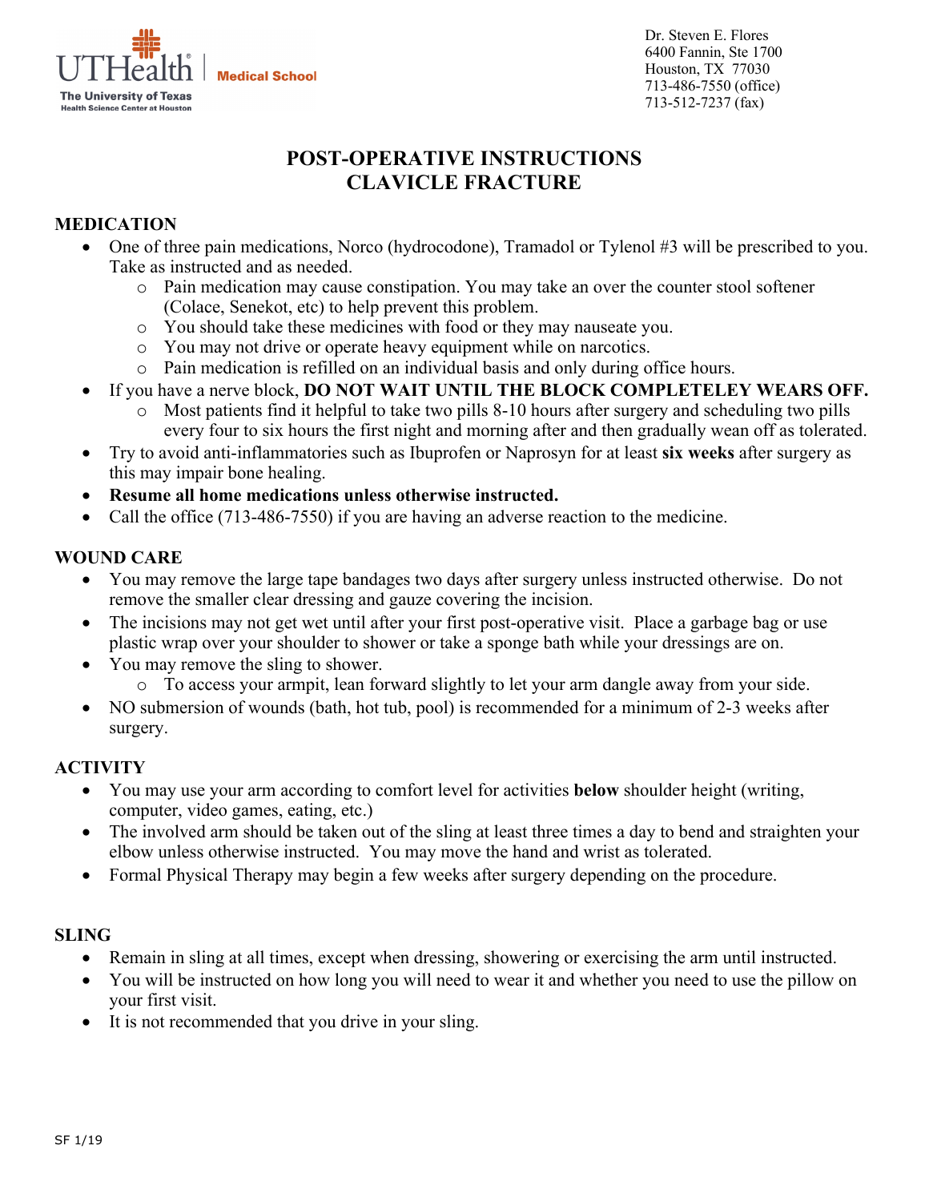UTHealth | Medical School
The University of Texas Health Science Center at Houston

Dr. Steven E. Flores
6400 Fannin, Ste 1700
Houston, TX 77030
713-486-7550 (office)
713-512-7237 (fax)

# POST-OPERATIVE INSTRUCTIONS
# CLAVICLE FRACTURE

## MEDICATION

- One of three pain medications, Norco (hydrocodone), Tramadol or Tylenol #3 will be prescribed to you. Take as instructed and as needed.
  - Pain medication may cause constipation. You may take an over the counter stool softener (Colace, Senekot, etc) to help prevent this problem.
  - You should take these medicines with food or they may nauseate you.
  - You may not drive or operate heavy equipment while on narcotics.
  - Pain medication is refilled on an individual basis and only during office hours.
- If you have a nerve block, **DO NOT WAIT UNTIL THE BLOCK COMPLETELEY WEARS OFF.**
  - Most patients find it helpful to take two pills 8-10 hours after surgery and scheduling two pills every four to six hours the first night and morning after and then gradually wean off as tolerated.
- Try to avoid anti-inflammatories such as Ibuprofen or Naprosyn for at least **six weeks** after surgery as this may impair bone healing.
- **Resume all home medications unless otherwise instructed.**
- Call the office (713-486-7550) if you are having an adverse reaction to the medicine.

## WOUND CARE

- You may remove the large tape bandages two days after surgery unless instructed otherwise. Do not remove the smaller clear dressing and gauze covering the incision.
- The incisions may not get wet until after your first post-operative visit. Place a garbage bag or use plastic wrap over your shoulder to shower or take a sponge bath while your dressings are on.
- You may remove the sling to shower.
  - To access your armpit, lean forward slightly to let your arm dangle away from your side.
- NO submersion of wounds (bath, hot tub, pool) is recommended for a minimum of 2-3 weeks after surgery.

## ACTIVITY

- You may use your arm according to comfort level for activities **below** shoulder height (writing, computer, video games, eating, etc.)
- The involved arm should be taken out of the sling at least three times a day to bend and straighten your elbow unless otherwise instructed. You may move the hand and wrist as tolerated.
- Formal Physical Therapy may begin a few weeks after surgery depending on the procedure.

## SLING

- Remain in sling at all times, except when dressing, showering or exercising the arm until instructed.
- You will be instructed on how long you will need to wear it and whether you need to use the pillow on your first visit.
- It is not recommended that you drive in your sling.

SF 1/19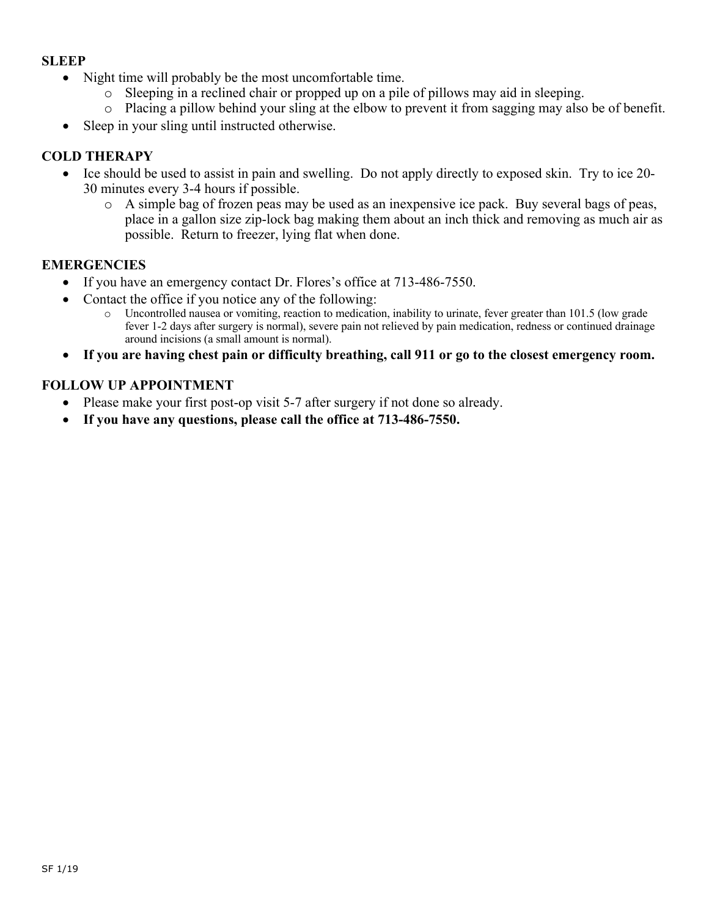**SLEEP**

- Night time will probably be the most uncomfortable time.
  - Sleeping in a reclined chair or propped up on a pile of pillows may aid in sleeping.
  - Placing a pillow behind your sling at the elbow to prevent it from sagging may also be of benefit.
- Sleep in your sling until instructed otherwise.

**COLD THERAPY**

- Ice should be used to assist in pain and swelling. Do not apply directly to exposed skin. Try to ice 20-30 minutes every 3-4 hours if possible.
  - A simple bag of frozen peas may be used as an inexpensive ice pack. Buy several bags of peas, place in a gallon size zip-lock bag making them about an inch thick and removing as much air as possible. Return to freezer, lying flat when done.

**EMERGENCIES**

- If you have an emergency contact Dr. Flores's office at 713-486-7550.
- Contact the office if you notice any of the following:
  - Uncontrolled nausea or vomiting, reaction to medication, inability to urinate, fever greater than 101.5 (low grade fever 1-2 days after surgery is normal), severe pain not relieved by pain medication, redness or continued drainage around incisions (a small amount is normal).
- **If you are having chest pain or difficulty breathing, call 911 or go to the closest emergency room.**

**FOLLOW UP APPOINTMENT**

- Please make your first post-op visit 5-7 after surgery if not done so already.
- **If you have any questions, please call the office at 713-486-7550.**

SF 1/19